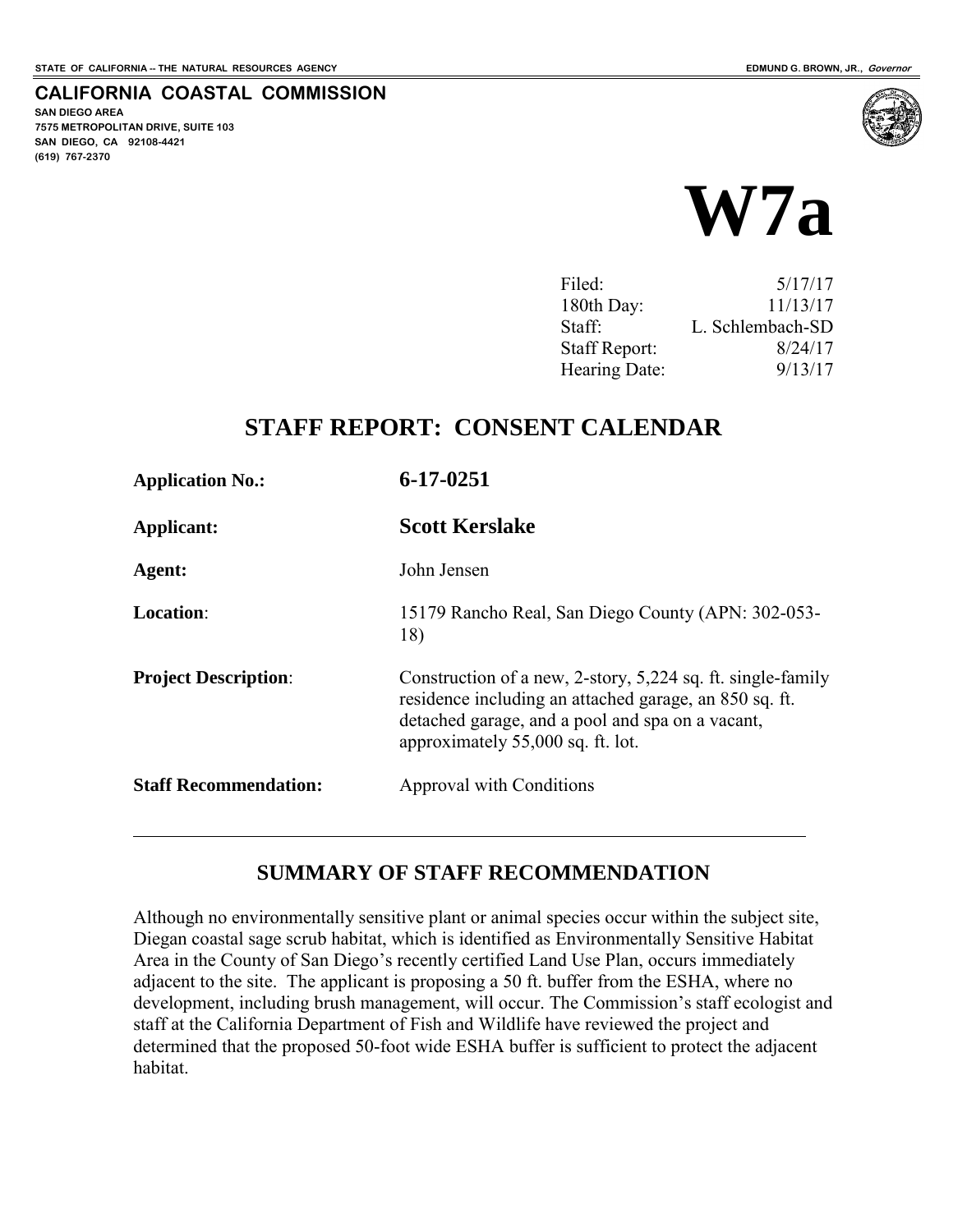STATE OF CALIFORNIA -- THE NATURAL RESOURCES AGENCY

EDMUND G. BROWN, JR., *Governor*

**CALIFORNIA COASTAL COMMISSION**

SAN DIEGO AREA
7575 METROPOLITAN DRIVE, SUITE 103
SAN DIEGO, CA 92108-4421
(619) 767-2370

# W7a

| | |
|---|---|
| Filed: | 5/17/17 |
| 180th Day: | 11/13/17 |
| Staff: | L. Schlembach-SD |
| Staff Report: | 8/24/17 |
| Hearing Date: | 9/13/17 |

## STAFF REPORT: CONSENT CALENDAR

| | |
|---|---|
| **Application No.:** | **6-17-0251** |
| **Applicant:** | **Scott Kerslake** |
| **Agent:** | John Jensen |
| **Location**: | 15179 Rancho Real, San Diego County (APN: 302-053-18) |
| **Project Description**: | Construction of a new, 2-story, 5,224 sq. ft. single-family residence including an attached garage, an 850 sq. ft. detached garage, and a pool and spa on a vacant, approximately 55,000 sq. ft. lot. |
| **Staff Recommendation:** | Approval with Conditions |

## SUMMARY OF STAFF RECOMMENDATION

Although no environmentally sensitive plant or animal species occur within the subject site, Diegan coastal sage scrub habitat, which is identified as Environmentally Sensitive Habitat Area in the County of San Diego's recently certified Land Use Plan, occurs immediately adjacent to the site. The applicant is proposing a 50 ft. buffer from the ESHA, where no development, including brush management, will occur. The Commission's staff ecologist and staff at the California Department of Fish and Wildlife have reviewed the project and determined that the proposed 50-foot wide ESHA buffer is sufficient to protect the adjacent habitat.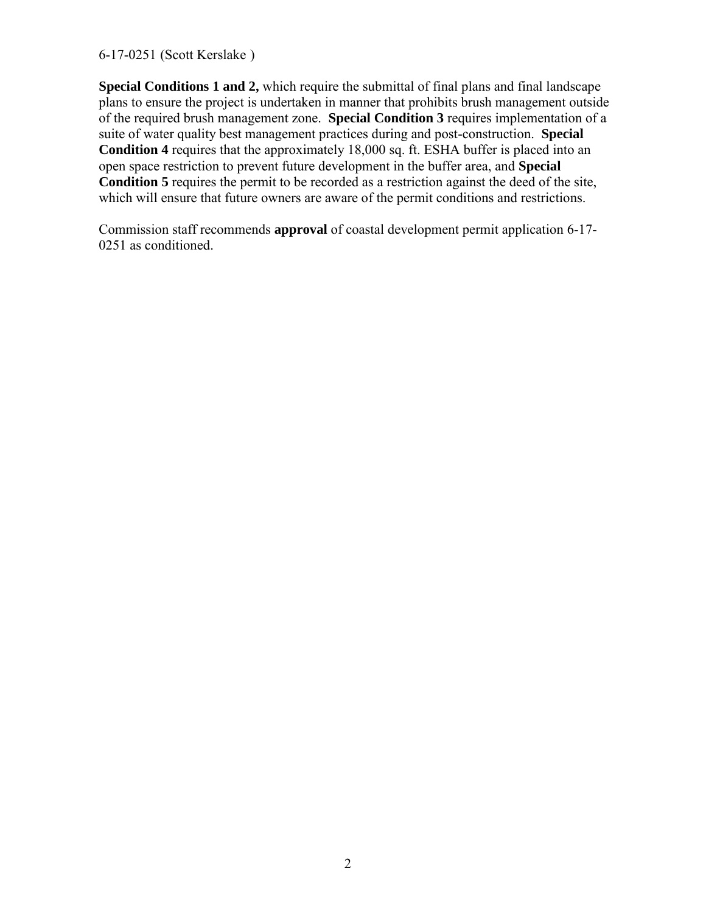**Special Conditions 1 and 2,** which require the submittal of final plans and final landscape plans to ensure the project is undertaken in manner that prohibits brush management outside of the required brush management zone. **Special Condition 3** requires implementation of a suite of water quality best management practices during and post-construction. **Special Condition 4** requires that the approximately 18,000 sq. ft. ESHA buffer is placed into an open space restriction to prevent future development in the buffer area, and **Special Condition 5** requires the permit to be recorded as a restriction against the deed of the site, which will ensure that future owners are aware of the permit conditions and restrictions.

Commission staff recommends **approval** of coastal development permit application 6-17-0251 as conditioned.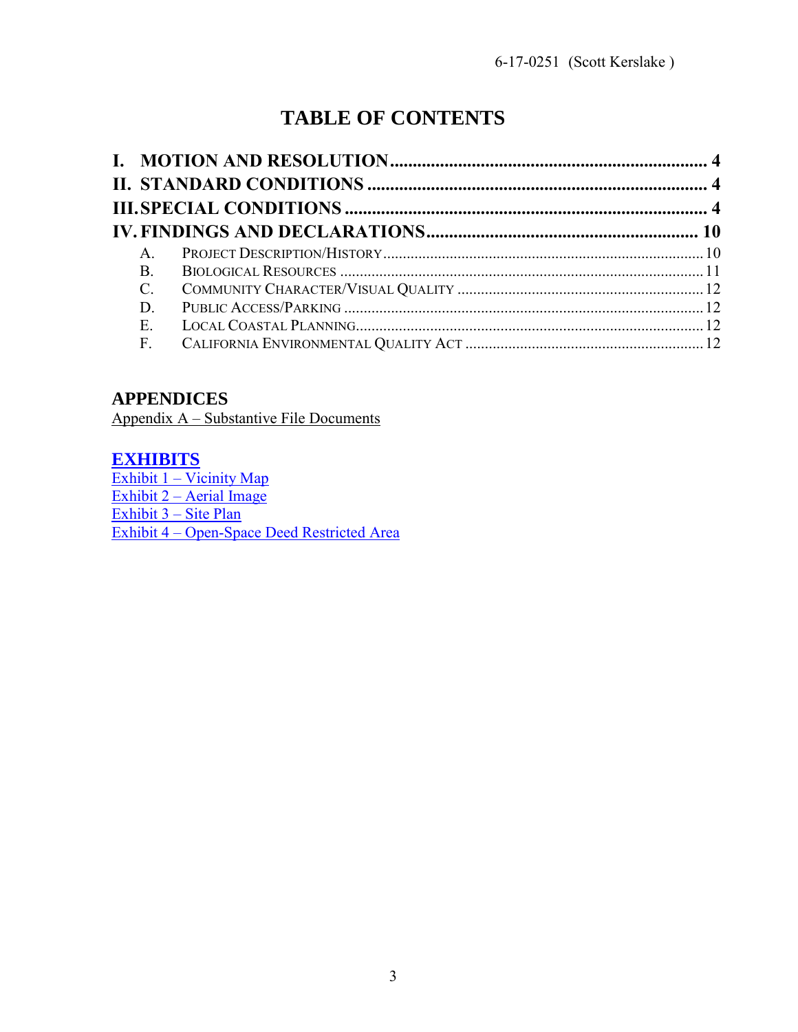# TABLE OF CONTENTS

**I. MOTION AND RESOLUTION ...................................................................... 4**

**II. STANDARD CONDITIONS ........................................................................... 4**

**III. SPECIAL CONDITIONS ............................................................................... 4**

**IV. FINDINGS AND DECLARATIONS ............................................................. 10**

- A. PROJECT DESCRIPTION/HISTORY ................................................................................ 10
- B. BIOLOGICAL RESOURCES ........................................................................................... 11
- C. COMMUNITY CHARACTER/VISUAL QUALITY ............................................................. 12
- D. PUBLIC ACCESS/PARKING .......................................................................................... 12
- E. LOCAL COASTAL PLANNING ....................................................................................... 12
- F. CALIFORNIA ENVIRONMENTAL QUALITY ACT ............................................................ 12

## APPENDICES

Appendix A – Substantive File Documents

## EXHIBITS

Exhibit 1 – Vicinity Map
Exhibit 2 – Aerial Image
Exhibit 3 – Site Plan
Exhibit 4 – Open-Space Deed Restricted Area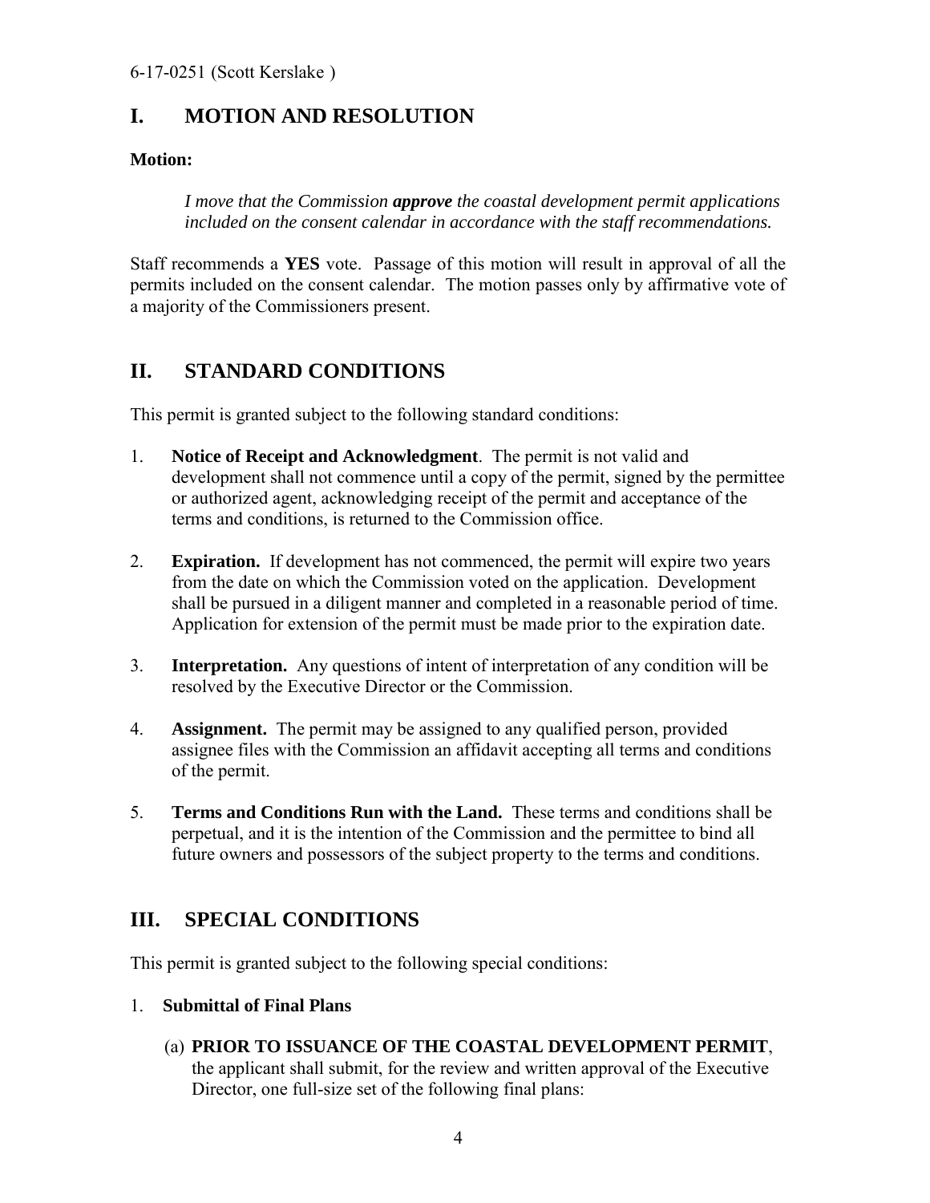## I. MOTION AND RESOLUTION

**Motion:**

> *I move that the Commission* ***approve*** *the coastal development permit applications included on the consent calendar in accordance with the staff recommendations.*

Staff recommends a **YES** vote. Passage of this motion will result in approval of all the permits included on the consent calendar. The motion passes only by affirmative vote of a majority of the Commissioners present.

## II. STANDARD CONDITIONS

This permit is granted subject to the following standard conditions:

1. **Notice of Receipt and Acknowledgment**. The permit is not valid and development shall not commence until a copy of the permit, signed by the permittee or authorized agent, acknowledging receipt of the permit and acceptance of the terms and conditions, is returned to the Commission office.

2. **Expiration.** If development has not commenced, the permit will expire two years from the date on which the Commission voted on the application. Development shall be pursued in a diligent manner and completed in a reasonable period of time. Application for extension of the permit must be made prior to the expiration date.

3. **Interpretation.** Any questions of intent of interpretation of any condition will be resolved by the Executive Director or the Commission.

4. **Assignment.** The permit may be assigned to any qualified person, provided assignee files with the Commission an affidavit accepting all terms and conditions of the permit.

5. **Terms and Conditions Run with the Land.** These terms and conditions shall be perpetual, and it is the intention of the Commission and the permittee to bind all future owners and possessors of the subject property to the terms and conditions.

## III. SPECIAL CONDITIONS

This permit is granted subject to the following special conditions:

1. **Submittal of Final Plans**

   (a) **PRIOR TO ISSUANCE OF THE COASTAL DEVELOPMENT PERMIT**, the applicant shall submit, for the review and written approval of the Executive Director, one full-size set of the following final plans: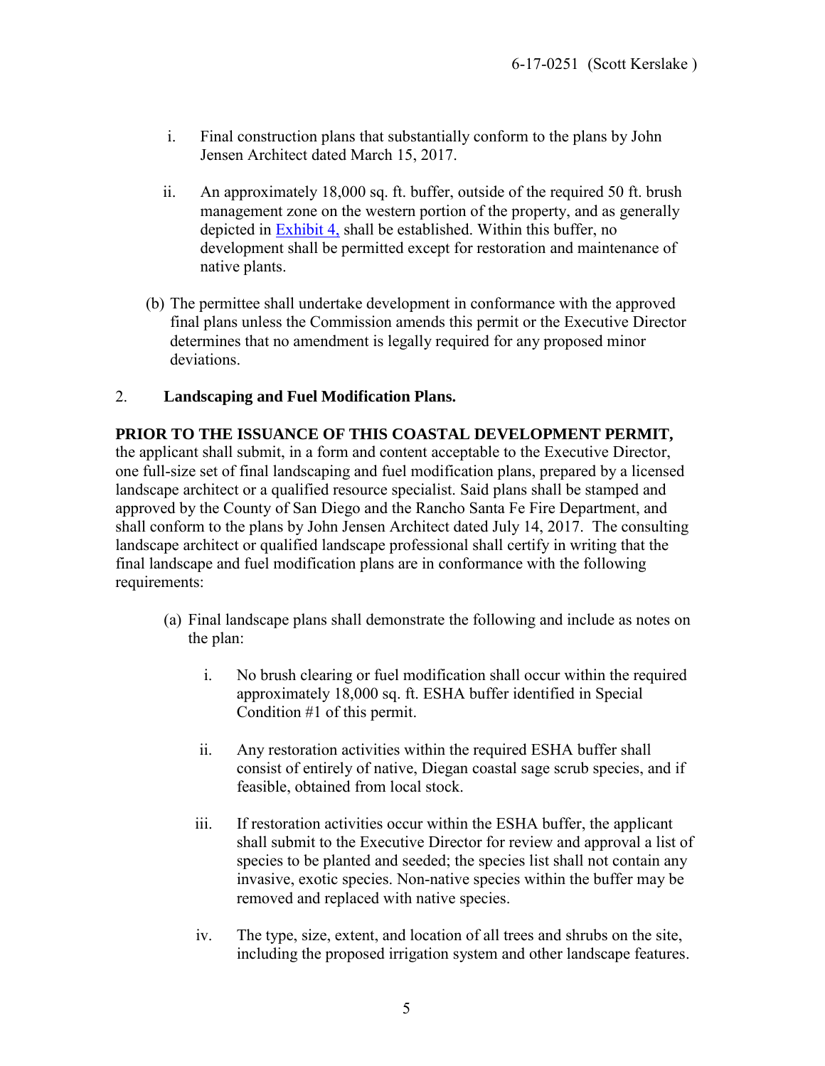i. Final construction plans that substantially conform to the plans by John Jensen Architect dated March 15, 2017.

ii. An approximately 18,000 sq. ft. buffer, outside of the required 50 ft. brush management zone on the western portion of the property, and as generally depicted in Exhibit 4, shall be established. Within this buffer, no development shall be permitted except for restoration and maintenance of native plants.

(b) The permittee shall undertake development in conformance with the approved final plans unless the Commission amends this permit or the Executive Director determines that no amendment is legally required for any proposed minor deviations.

2. **Landscaping and Fuel Modification Plans.**

**PRIOR TO THE ISSUANCE OF THIS COASTAL DEVELOPMENT PERMIT,** the applicant shall submit, in a form and content acceptable to the Executive Director, one full-size set of final landscaping and fuel modification plans, prepared by a licensed landscape architect or a qualified resource specialist. Said plans shall be stamped and approved by the County of San Diego and the Rancho Santa Fe Fire Department, and shall conform to the plans by John Jensen Architect dated July 14, 2017. The consulting landscape architect or qualified landscape professional shall certify in writing that the final landscape and fuel modification plans are in conformance with the following requirements:

(a) Final landscape plans shall demonstrate the following and include as notes on the plan:

i. No brush clearing or fuel modification shall occur within the required approximately 18,000 sq. ft. ESHA buffer identified in Special Condition #1 of this permit.

ii. Any restoration activities within the required ESHA buffer shall consist of entirely of native, Diegan coastal sage scrub species, and if feasible, obtained from local stock.

iii. If restoration activities occur within the ESHA buffer, the applicant shall submit to the Executive Director for review and approval a list of species to be planted and seeded; the species list shall not contain any invasive, exotic species. Non-native species within the buffer may be removed and replaced with native species.

iv. The type, size, extent, and location of all trees and shrubs on the site, including the proposed irrigation system and other landscape features.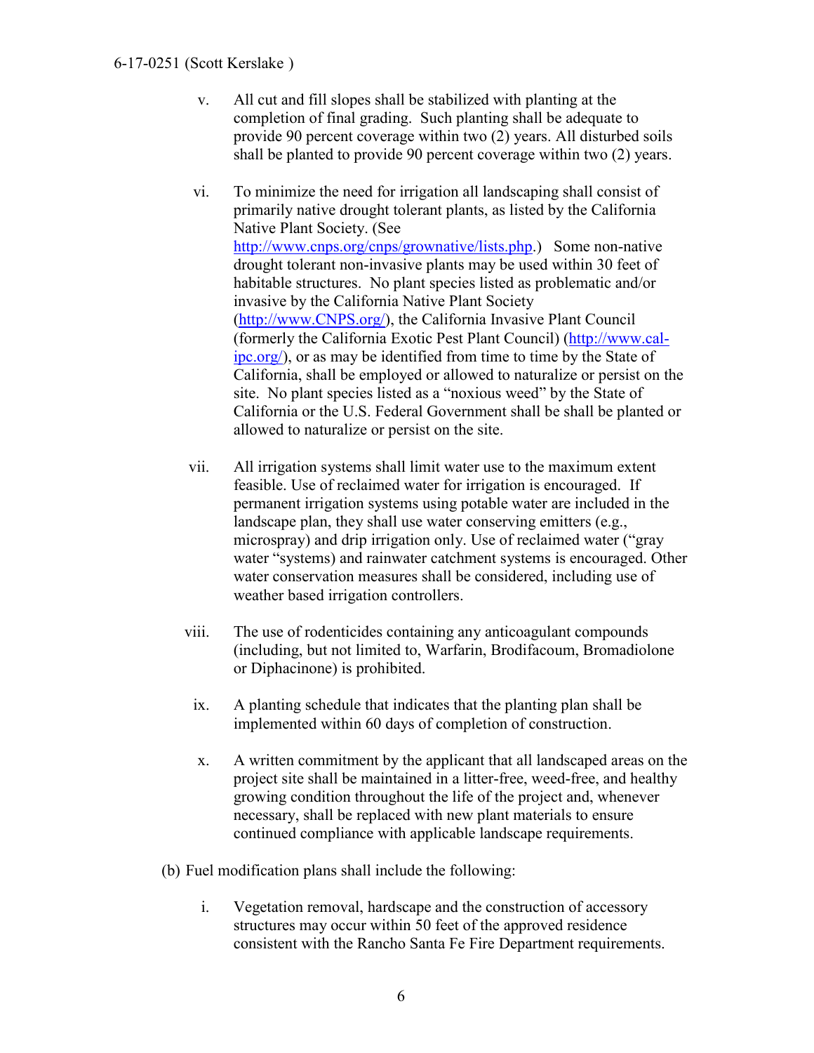v. All cut and fill slopes shall be stabilized with planting at the completion of final grading. Such planting shall be adequate to provide 90 percent coverage within two (2) years. All disturbed soils shall be planted to provide 90 percent coverage within two (2) years.

vi. To minimize the need for irrigation all landscaping shall consist of primarily native drought tolerant plants, as listed by the California Native Plant Society. (See http://www.cnps.org/cnps/grownative/lists.php.) Some non-native drought tolerant non-invasive plants may be used within 30 feet of habitable structures. No plant species listed as problematic and/or invasive by the California Native Plant Society (http://www.CNPS.org/), the California Invasive Plant Council (formerly the California Exotic Pest Plant Council) (http://www.cal-ipc.org/), or as may be identified from time to time by the State of California, shall be employed or allowed to naturalize or persist on the site. No plant species listed as a "noxious weed" by the State of California or the U.S. Federal Government shall be shall be planted or allowed to naturalize or persist on the site.

vii. All irrigation systems shall limit water use to the maximum extent feasible. Use of reclaimed water for irrigation is encouraged. If permanent irrigation systems using potable water are included in the landscape plan, they shall use water conserving emitters (e.g., microspray) and drip irrigation only. Use of reclaimed water ("gray water "systems) and rainwater catchment systems is encouraged. Other water conservation measures shall be considered, including use of weather based irrigation controllers.

viii. The use of rodenticides containing any anticoagulant compounds (including, but not limited to, Warfarin, Brodifacoum, Bromadiolone or Diphacinone) is prohibited.

ix. A planting schedule that indicates that the planting plan shall be implemented within 60 days of completion of construction.

x. A written commitment by the applicant that all landscaped areas on the project site shall be maintained in a litter-free, weed-free, and healthy growing condition throughout the life of the project and, whenever necessary, shall be replaced with new plant materials to ensure continued compliance with applicable landscape requirements.

(b) Fuel modification plans shall include the following:

i. Vegetation removal, hardscape and the construction of accessory structures may occur within 50 feet of the approved residence consistent with the Rancho Santa Fe Fire Department requirements.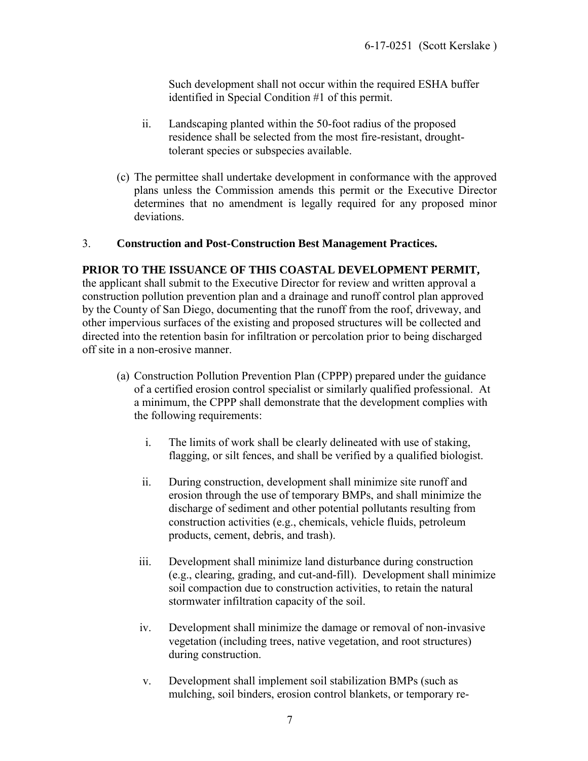Such development shall not occur within the required ESHA buffer identified in Special Condition #1 of this permit.

ii. Landscaping planted within the 50-foot radius of the proposed residence shall be selected from the most fire-resistant, drought-tolerant species or subspecies available.

(c) The permittee shall undertake development in conformance with the approved plans unless the Commission amends this permit or the Executive Director determines that no amendment is legally required for any proposed minor deviations.

3. **Construction and Post-Construction Best Management Practices.**

**PRIOR TO THE ISSUANCE OF THIS COASTAL DEVELOPMENT PERMIT,** the applicant shall submit to the Executive Director for review and written approval a construction pollution prevention plan and a drainage and runoff control plan approved by the County of San Diego, documenting that the runoff from the roof, driveway, and other impervious surfaces of the existing and proposed structures will be collected and directed into the retention basin for infiltration or percolation prior to being discharged off site in a non-erosive manner.

(a) Construction Pollution Prevention Plan (CPPP) prepared under the guidance of a certified erosion control specialist or similarly qualified professional. At a minimum, the CPPP shall demonstrate that the development complies with the following requirements:

i. The limits of work shall be clearly delineated with use of staking, flagging, or silt fences, and shall be verified by a qualified biologist.

ii. During construction, development shall minimize site runoff and erosion through the use of temporary BMPs, and shall minimize the discharge of sediment and other potential pollutants resulting from construction activities (e.g., chemicals, vehicle fluids, petroleum products, cement, debris, and trash).

iii. Development shall minimize land disturbance during construction (e.g., clearing, grading, and cut-and-fill). Development shall minimize soil compaction due to construction activities, to retain the natural stormwater infiltration capacity of the soil.

iv. Development shall minimize the damage or removal of non-invasive vegetation (including trees, native vegetation, and root structures) during construction.

v. Development shall implement soil stabilization BMPs (such as mulching, soil binders, erosion control blankets, or temporary re-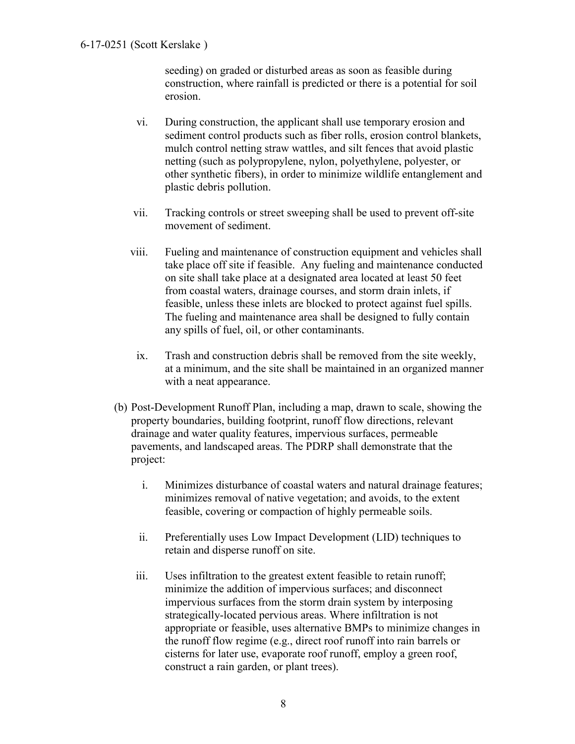seeding) on graded or disturbed areas as soon as feasible during construction, where rainfall is predicted or there is a potential for soil erosion.

vi. During construction, the applicant shall use temporary erosion and sediment control products such as fiber rolls, erosion control blankets, mulch control netting straw wattles, and silt fences that avoid plastic netting (such as polypropylene, nylon, polyethylene, polyester, or other synthetic fibers), in order to minimize wildlife entanglement and plastic debris pollution.

vii. Tracking controls or street sweeping shall be used to prevent off-site movement of sediment.

viii. Fueling and maintenance of construction equipment and vehicles shall take place off site if feasible. Any fueling and maintenance conducted on site shall take place at a designated area located at least 50 feet from coastal waters, drainage courses, and storm drain inlets, if feasible, unless these inlets are blocked to protect against fuel spills. The fueling and maintenance area shall be designed to fully contain any spills of fuel, oil, or other contaminants.

ix. Trash and construction debris shall be removed from the site weekly, at a minimum, and the site shall be maintained in an organized manner with a neat appearance.

(b) Post-Development Runoff Plan, including a map, drawn to scale, showing the property boundaries, building footprint, runoff flow directions, relevant drainage and water quality features, impervious surfaces, permeable pavements, and landscaped areas. The PDRP shall demonstrate that the project:

i. Minimizes disturbance of coastal waters and natural drainage features; minimizes removal of native vegetation; and avoids, to the extent feasible, covering or compaction of highly permeable soils.

ii. Preferentially uses Low Impact Development (LID) techniques to retain and disperse runoff on site.

iii. Uses infiltration to the greatest extent feasible to retain runoff; minimize the addition of impervious surfaces; and disconnect impervious surfaces from the storm drain system by interposing strategically-located pervious areas. Where infiltration is not appropriate or feasible, uses alternative BMPs to minimize changes in the runoff flow regime (e.g., direct roof runoff into rain barrels or cisterns for later use, evaporate roof runoff, employ a green roof, construct a rain garden, or plant trees).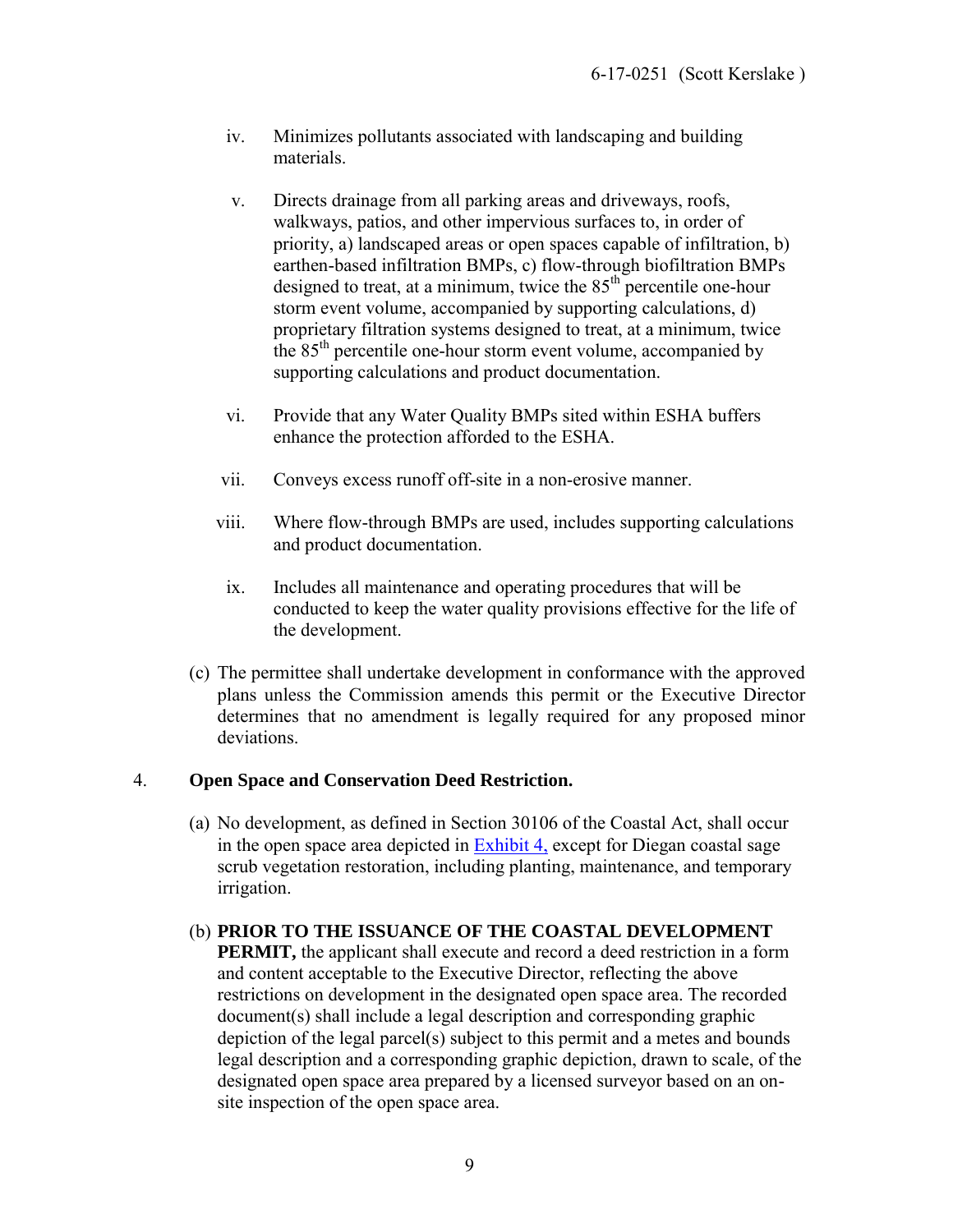iv. Minimizes pollutants associated with landscaping and building materials.

v. Directs drainage from all parking areas and driveways, roofs, walkways, patios, and other impervious surfaces to, in order of priority, a) landscaped areas or open spaces capable of infiltration, b) earthen-based infiltration BMPs, c) flow-through biofiltration BMPs designed to treat, at a minimum, twice the 85$^{th}$ percentile one-hour storm event volume, accompanied by supporting calculations, d) proprietary filtration systems designed to treat, at a minimum, twice the 85$^{th}$ percentile one-hour storm event volume, accompanied by supporting calculations and product documentation.

vi. Provide that any Water Quality BMPs sited within ESHA buffers enhance the protection afforded to the ESHA.

vii. Conveys excess runoff off-site in a non-erosive manner.

viii. Where flow-through BMPs are used, includes supporting calculations and product documentation.

ix. Includes all maintenance and operating procedures that will be conducted to keep the water quality provisions effective for the life of the development.

(c) The permittee shall undertake development in conformance with the approved plans unless the Commission amends this permit or the Executive Director determines that no amendment is legally required for any proposed minor deviations.

4. **Open Space and Conservation Deed Restriction.**

(a) No development, as defined in Section 30106 of the Coastal Act, shall occur in the open space area depicted in Exhibit 4, except for Diegan coastal sage scrub vegetation restoration, including planting, maintenance, and temporary irrigation.

(b) **PRIOR TO THE ISSUANCE OF THE COASTAL DEVELOPMENT PERMIT,** the applicant shall execute and record a deed restriction in a form and content acceptable to the Executive Director, reflecting the above restrictions on development in the designated open space area. The recorded document(s) shall include a legal description and corresponding graphic depiction of the legal parcel(s) subject to this permit and a metes and bounds legal description and a corresponding graphic depiction, drawn to scale, of the designated open space area prepared by a licensed surveyor based on an on-site inspection of the open space area.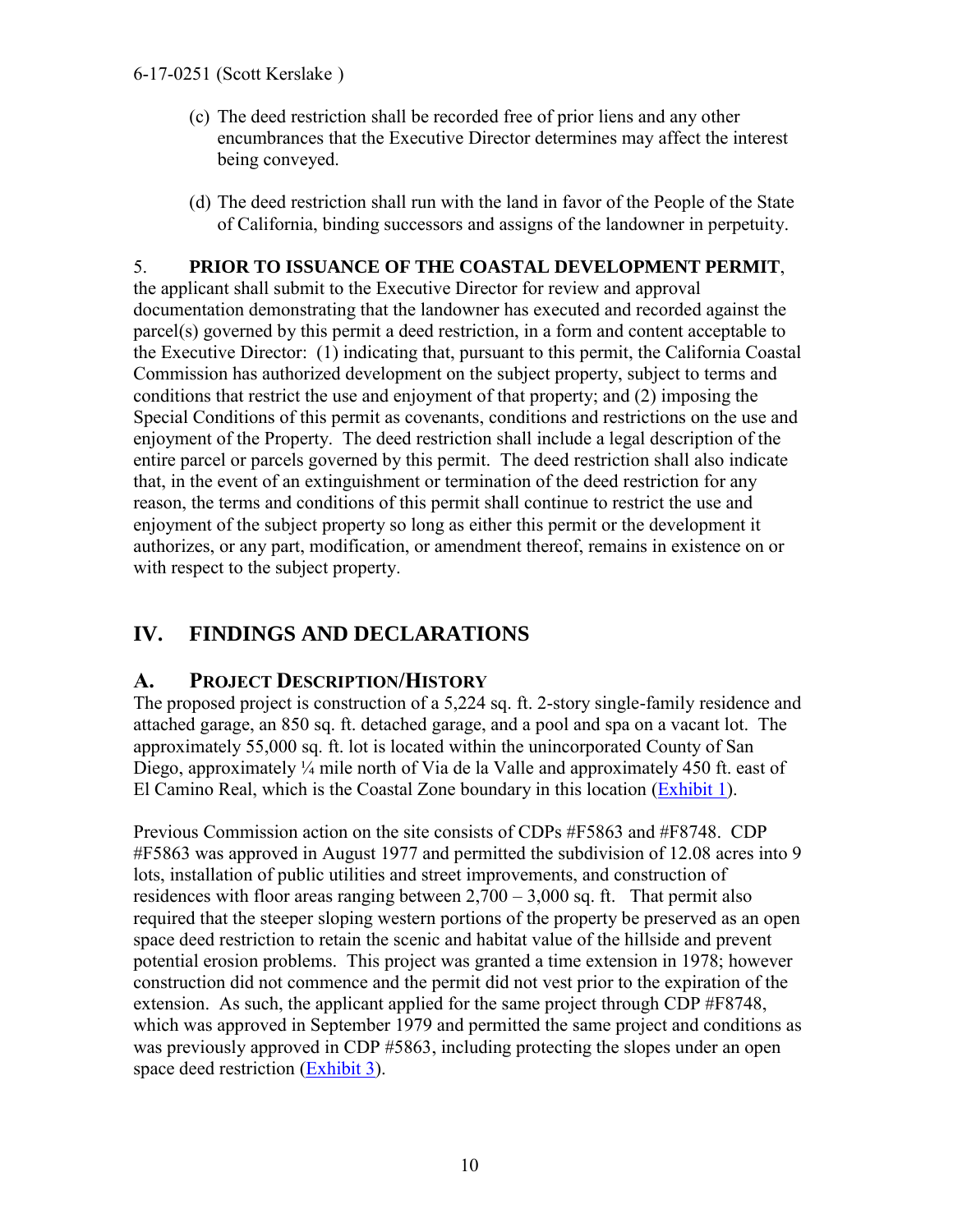(c) The deed restriction shall be recorded free of prior liens and any other encumbrances that the Executive Director determines may affect the interest being conveyed.

(d) The deed restriction shall run with the land in favor of the People of the State of California, binding successors and assigns of the landowner in perpetuity.

5. **PRIOR TO ISSUANCE OF THE COASTAL DEVELOPMENT PERMIT**, the applicant shall submit to the Executive Director for review and approval documentation demonstrating that the landowner has executed and recorded against the parcel(s) governed by this permit a deed restriction, in a form and content acceptable to the Executive Director: (1) indicating that, pursuant to this permit, the California Coastal Commission has authorized development on the subject property, subject to terms and conditions that restrict the use and enjoyment of that property; and (2) imposing the Special Conditions of this permit as covenants, conditions and restrictions on the use and enjoyment of the Property. The deed restriction shall include a legal description of the entire parcel or parcels governed by this permit. The deed restriction shall also indicate that, in the event of an extinguishment or termination of the deed restriction for any reason, the terms and conditions of this permit shall continue to restrict the use and enjoyment of the subject property so long as either this permit or the development it authorizes, or any part, modification, or amendment thereof, remains in existence on or with respect to the subject property.

## IV. FINDINGS AND DECLARATIONS

### A. PROJECT DESCRIPTION/HISTORY

The proposed project is construction of a 5,224 sq. ft. 2-story single-family residence and attached garage, an 850 sq. ft. detached garage, and a pool and spa on a vacant lot. The approximately 55,000 sq. ft. lot is located within the unincorporated County of San Diego, approximately ¼ mile north of Via de la Valle and approximately 450 ft. east of El Camino Real, which is the Coastal Zone boundary in this location (Exhibit 1).

Previous Commission action on the site consists of CDPs #F5863 and #F8748. CDP #F5863 was approved in August 1977 and permitted the subdivision of 12.08 acres into 9 lots, installation of public utilities and street improvements, and construction of residences with floor areas ranging between 2,700 – 3,000 sq. ft. That permit also required that the steeper sloping western portions of the property be preserved as an open space deed restriction to retain the scenic and habitat value of the hillside and prevent potential erosion problems. This project was granted a time extension in 1978; however construction did not commence and the permit did not vest prior to the expiration of the extension. As such, the applicant applied for the same project through CDP #F8748, which was approved in September 1979 and permitted the same project and conditions as was previously approved in CDP #5863, including protecting the slopes under an open space deed restriction (Exhibit 3).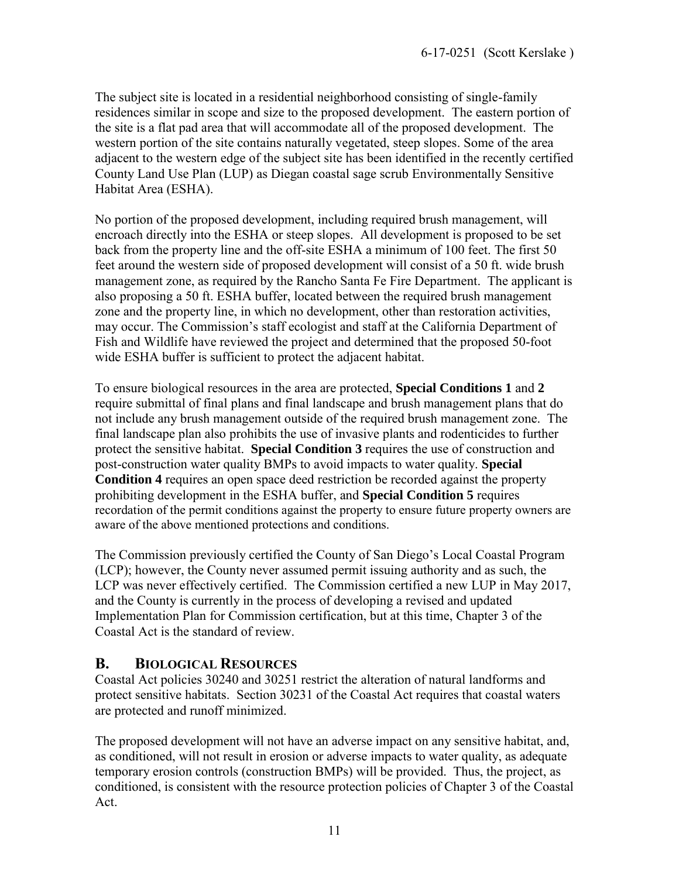The subject site is located in a residential neighborhood consisting of single-family residences similar in scope and size to the proposed development. The eastern portion of the site is a flat pad area that will accommodate all of the proposed development. The western portion of the site contains naturally vegetated, steep slopes. Some of the area adjacent to the western edge of the subject site has been identified in the recently certified County Land Use Plan (LUP) as Diegan coastal sage scrub Environmentally Sensitive Habitat Area (ESHA).

No portion of the proposed development, including required brush management, will encroach directly into the ESHA or steep slopes. All development is proposed to be set back from the property line and the off-site ESHA a minimum of 100 feet. The first 50 feet around the western side of proposed development will consist of a 50 ft. wide brush management zone, as required by the Rancho Santa Fe Fire Department. The applicant is also proposing a 50 ft. ESHA buffer, located between the required brush management zone and the property line, in which no development, other than restoration activities, may occur. The Commission's staff ecologist and staff at the California Department of Fish and Wildlife have reviewed the project and determined that the proposed 50-foot wide ESHA buffer is sufficient to protect the adjacent habitat.

To ensure biological resources in the area are protected, **Special Conditions 1** and **2** require submittal of final plans and final landscape and brush management plans that do not include any brush management outside of the required brush management zone. The final landscape plan also prohibits the use of invasive plants and rodenticides to further protect the sensitive habitat. **Special Condition 3** requires the use of construction and post-construction water quality BMPs to avoid impacts to water quality. **Special Condition 4** requires an open space deed restriction be recorded against the property prohibiting development in the ESHA buffer, and **Special Condition 5** requires recordation of the permit conditions against the property to ensure future property owners are aware of the above mentioned protections and conditions.

The Commission previously certified the County of San Diego's Local Coastal Program (LCP); however, the County never assumed permit issuing authority and as such, the LCP was never effectively certified. The Commission certified a new LUP in May 2017, and the County is currently in the process of developing a revised and updated Implementation Plan for Commission certification, but at this time, Chapter 3 of the Coastal Act is the standard of review.

## B. BIOLOGICAL RESOURCES

Coastal Act policies 30240 and 30251 restrict the alteration of natural landforms and protect sensitive habitats. Section 30231 of the Coastal Act requires that coastal waters are protected and runoff minimized.

The proposed development will not have an adverse impact on any sensitive habitat, and, as conditioned, will not result in erosion or adverse impacts to water quality, as adequate temporary erosion controls (construction BMPs) will be provided. Thus, the project, as conditioned, is consistent with the resource protection policies of Chapter 3 of the Coastal Act.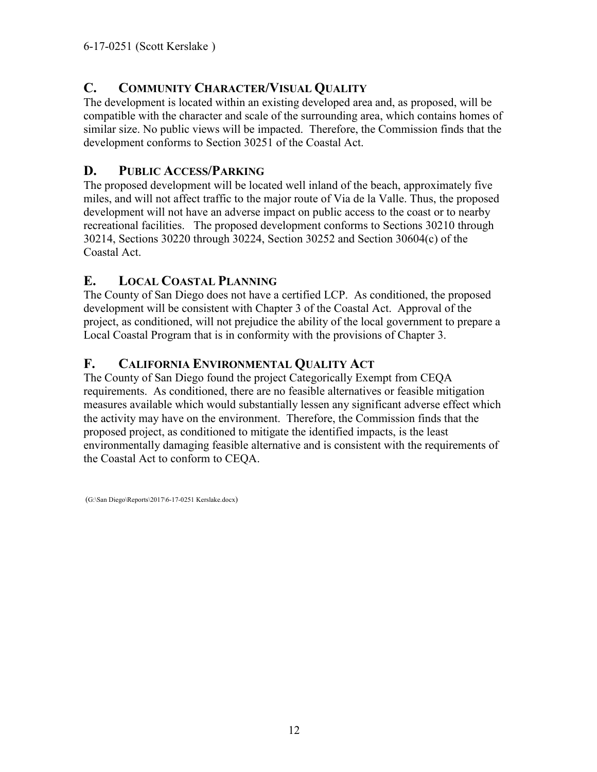## C. COMMUNITY CHARACTER/VISUAL QUALITY

The development is located within an existing developed area and, as proposed, will be compatible with the character and scale of the surrounding area, which contains homes of similar size. No public views will be impacted. Therefore, the Commission finds that the development conforms to Section 30251 of the Coastal Act.

## D. PUBLIC ACCESS/PARKING

The proposed development will be located well inland of the beach, approximately five miles, and will not affect traffic to the major route of Via de la Valle. Thus, the proposed development will not have an adverse impact on public access to the coast or to nearby recreational facilities. The proposed development conforms to Sections 30210 through 30214, Sections 30220 through 30224, Section 30252 and Section 30604(c) of the Coastal Act.

## E. LOCAL COASTAL PLANNING

The County of San Diego does not have a certified LCP. As conditioned, the proposed development will be consistent with Chapter 3 of the Coastal Act. Approval of the project, as conditioned, will not prejudice the ability of the local government to prepare a Local Coastal Program that is in conformity with the provisions of Chapter 3.

## F. CALIFORNIA ENVIRONMENTAL QUALITY ACT

The County of San Diego found the project Categorically Exempt from CEQA requirements. As conditioned, there are no feasible alternatives or feasible mitigation measures available which would substantially lessen any significant adverse effect which the activity may have on the environment. Therefore, the Commission finds that the proposed project, as conditioned to mitigate the identified impacts, is the least environmentally damaging feasible alternative and is consistent with the requirements of the Coastal Act to conform to CEQA.

(G:\San Diego\Reports\2017\6-17-0251 Kerslake.docx)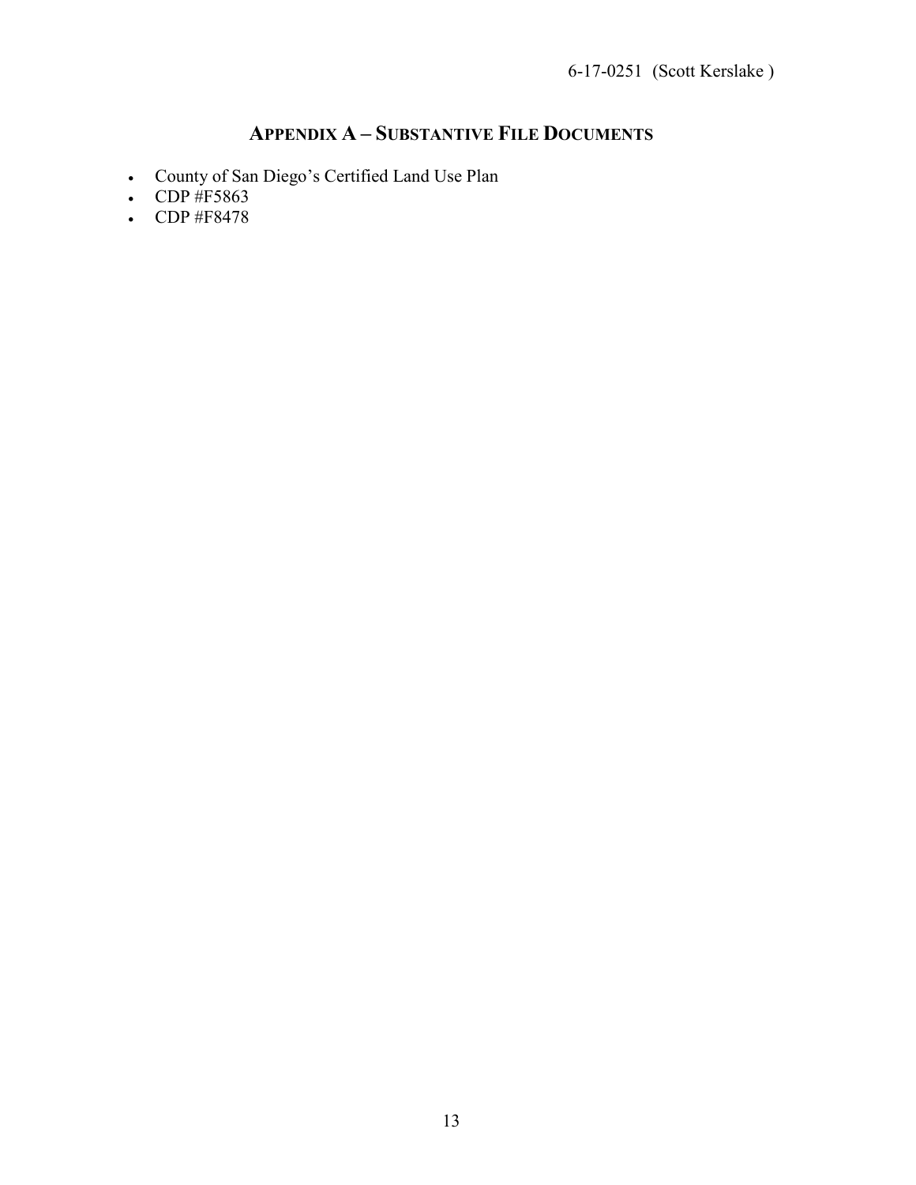# APPENDIX A – SUBSTANTIVE FILE DOCUMENTS

- County of San Diego's Certified Land Use Plan
- CDP #F5863
- CDP #F8478